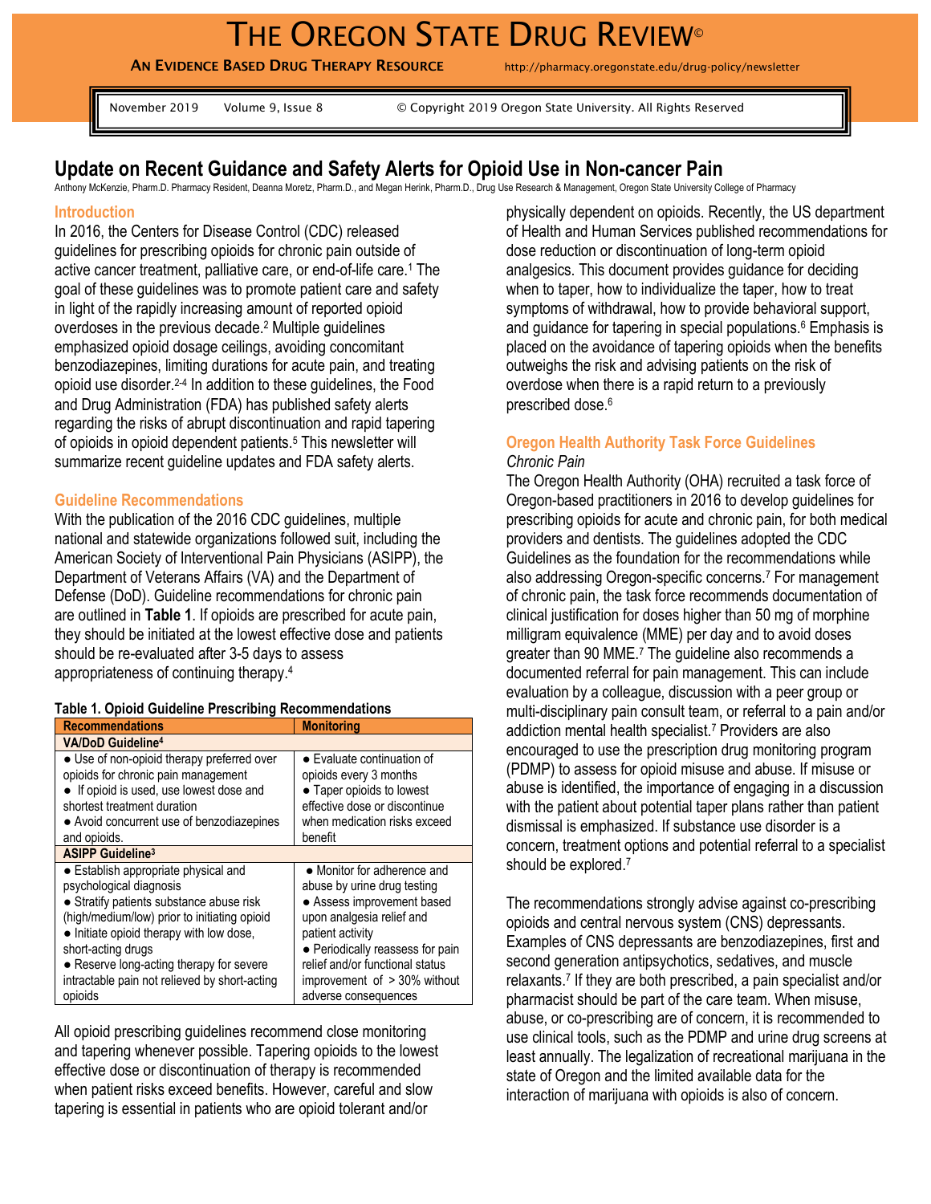# THE OREGON STATE DRUG REVIEW©

**AN EVIDENCE BASED DRUG THERAPY RESOURCE** http://pharmacy.oregonstate.edu/drug-policy/newsletter

November 2019 Volume 9, Issue 8 © Copyright 2019 Oregon State University. All Rights Reserved

## Update on Recent Guidance and Safety Alerts for Opioid Use in Non-cancer Pain

Anthony McKenzie, Pharm.D. Pharmacy Resident, Deanna Moretz, Pharm.D., and Megan Herink, Pharm.D., Drug Use Research & Management, Oregon State University College of Pharmacy

### Introduction

In 2016, the Centers for Disease Control (CDC) released guidelines for prescribing opioids for chronic pain outside of active cancer treatment, palliative care, or end-of-life care.[1] The goal of these guidelines was to promote patient care and safety in light of the rapidly increasing amount of reported opioid overdoses in the previous decade.[2] Multiple guidelines emphasized opioid dosage ceilings, avoiding concomitant benzodiazepines, limiting durations for acute pain, and treating opioid use disorder.[2-4] In addition to these guidelines, the Food and Drug Administration (FDA) has published safety alerts regarding the risks of abrupt discontinuation and rapid tapering of opioids in opioid dependent patients.[5] This newsletter will summarize recent guideline updates and FDA safety alerts.

### Guideline Recommendations

With the publication of the 2016 CDC guidelines, multiple national and statewide organizations followed suit, including the American Society of Interventional Pain Physicians (ASIPP), the Department of Veterans Affairs (VA) and the Department of Defense (DoD). Guideline recommendations for chronic pain are outlined in **Table 1**. If opioids are prescribed for acute pain, they should be initiated at the lowest effective dose and patients should be re-evaluated after 3-5 days to assess appropriateness of continuing therapy.[4]

**Table 1. Opioid Guideline Prescribing Recommendations**

| Recommendations | Monitoring |
|---|---|
| **VA/DoD Guideline[4]** | |
| • Use of non-opioid therapy preferred over opioids for chronic pain management<br>• If opioid is used, use lowest dose and shortest treatment duration<br>• Avoid concurrent use of benzodiazepines and opioids. | • Evaluate continuation of opioids every 3 months<br>• Taper opioids to lowest effective dose or discontinue when medication risks exceed benefit |
| **ASIPP Guideline[3]** | |
| • Establish appropriate physical and psychological diagnosis<br>• Stratify patients substance abuse risk (high/medium/low) prior to initiating opioid<br>• Initiate opioid therapy with low dose, short-acting drugs<br>• Reserve long-acting therapy for severe intractable pain not relieved by short-acting opioids | • Monitor for adherence and abuse by urine drug testing<br>• Assess improvement based upon analgesia relief and patient activity<br>• Periodically reassess for pain relief and/or functional status improvement of > 30% without adverse consequences |

All opioid prescribing guidelines recommend close monitoring and tapering whenever possible. Tapering opioids to the lowest effective dose or discontinuation of therapy is recommended when patient risks exceed benefits. However, careful and slow tapering is essential in patients who are opioid tolerant and/or physically dependent on opioids. Recently, the US department of Health and Human Services published recommendations for dose reduction or discontinuation of long-term opioid analgesics. This document provides guidance for deciding when to taper, how to individualize the taper, how to treat symptoms of withdrawal, how to provide behavioral support, and guidance for tapering in special populations.[6] Emphasis is placed on the avoidance of tapering opioids when the benefits outweighs the risk and advising patients on the risk of overdose when there is a rapid return to a previously prescribed dose.[6]

### Oregon Health Authority Task Force Guidelines

*Chronic Pain*

The Oregon Health Authority (OHA) recruited a task force of Oregon-based practitioners in 2016 to develop guidelines for prescribing opioids for acute and chronic pain, for both medical providers and dentists. The guidelines adopted the CDC Guidelines as the foundation for the recommendations while also addressing Oregon-specific concerns.[7] For management of chronic pain, the task force recommends documentation of clinical justification for doses higher than 50 mg of morphine milligram equivalence (MME) per day and to avoid doses greater than 90 MME.[7] The guideline also recommends a documented referral for pain management. This can include evaluation by a colleague, discussion with a peer group or multi-disciplinary pain consult team, or referral to a pain and/or addiction mental health specialist.[7] Providers are also encouraged to use the prescription drug monitoring program (PDMP) to assess for opioid misuse and abuse. If misuse or abuse is identified, the importance of engaging in a discussion with the patient about potential taper plans rather than patient dismissal is emphasized. If substance use disorder is a concern, treatment options and potential referral to a specialist should be explored.[7]

The recommendations strongly advise against co-prescribing opioids and central nervous system (CNS) depressants. Examples of CNS depressants are benzodiazepines, first and second generation antipsychotics, sedatives, and muscle relaxants.[7] If they are both prescribed, a pain specialist and/or pharmacist should be part of the care team. When misuse, abuse, or co-prescribing are of concern, it is recommended to use clinical tools, such as the PDMP and urine drug screens at least annually. The legalization of recreational marijuana in the state of Oregon and the limited available data for the interaction of marijuana with opioids is also of concern.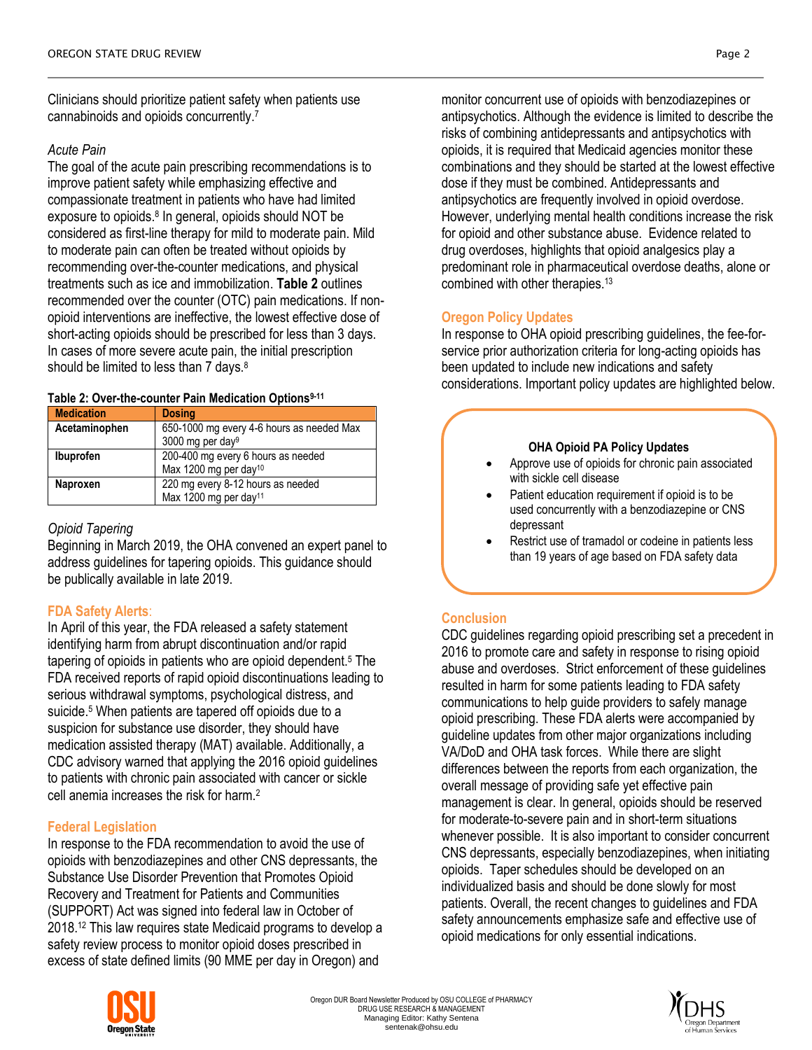Clinicians should prioritize patient safety when patients use cannabinoids and opioids concurrently.[7]

*Acute Pain*

The goal of the acute pain prescribing recommendations is to improve patient safety while emphasizing effective and compassionate treatment in patients who have had limited exposure to opioids.[8] In general, opioids should NOT be considered as first-line therapy for mild to moderate pain. Mild to moderate pain can often be treated without opioids by recommending over-the-counter medications, and physical treatments such as ice and immobilization. **Table 2** outlines recommended over the counter (OTC) pain medications. If non-opioid interventions are ineffective, the lowest effective dose of short-acting opioids should be prescribed for less than 3 days. In cases of more severe acute pain, the initial prescription should be limited to less than 7 days.[8]

**Table 2: Over-the-counter Pain Medication Options[9-11]**

| Medication | Dosing |
|---|---|
| **Acetaminophen** | 650-1000 mg every 4-6 hours as needed Max 3000 mg per day[9] |
| **Ibuprofen** | 200-400 mg every 6 hours as needed Max 1200 mg per day[10] |
| **Naproxen** | 220 mg every 8-12 hours as needed Max 1200 mg per day[11] |

*Opioid Tapering*

Beginning in March 2019, the OHA convened an expert panel to address guidelines for tapering opioids. This guidance should be publically available in late 2019.

## FDA Safety Alerts:

In April of this year, the FDA released a safety statement identifying harm from abrupt discontinuation and/or rapid tapering of opioids in patients who are opioid dependent.[5] The FDA received reports of rapid opioid discontinuations leading to serious withdrawal symptoms, psychological distress, and suicide.[5] When patients are tapered off opioids due to a suspicion for substance use disorder, they should have medication assisted therapy (MAT) available. Additionally, a CDC advisory warned that applying the 2016 opioid guidelines to patients with chronic pain associated with cancer or sickle cell anemia increases the risk for harm.[2]

## Federal Legislation

In response to the FDA recommendation to avoid the use of opioids with benzodiazepines and other CNS depressants, the Substance Use Disorder Prevention that Promotes Opioid Recovery and Treatment for Patients and Communities (SUPPORT) Act was signed into federal law in October of 2018.[12] This law requires state Medicaid programs to develop a safety review process to monitor opioid doses prescribed in excess of state defined limits (90 MME per day in Oregon) and monitor concurrent use of opioids with benzodiazepines or antipsychotics. Although the evidence is limited to describe the risks of combining antidepressants and antipsychotics with opioids, it is required that Medicaid agencies monitor these combinations and they should be started at the lowest effective dose if they must be combined. Antidepressants and antipsychotics are frequently involved in opioid overdose. However, underlying mental health conditions increase the risk for opioid and other substance abuse. Evidence related to drug overdoses, highlights that opioid analgesics play a predominant role in pharmaceutical overdose deaths, alone or combined with other therapies.[13]

## Oregon Policy Updates

In response to OHA opioid prescribing guidelines, the fee-for-service prior authorization criteria for long-acting opioids has been updated to include new indications and safety considerations. Important policy updates are highlighted below.

**OHA Opioid PA Policy Updates**

- Approve use of opioids for chronic pain associated with sickle cell disease
- Patient education requirement if opioid is to be used concurrently with a benzodiazepine or CNS depressant
- Restrict use of tramadol or codeine in patients less than 19 years of age based on FDA safety data

## Conclusion

CDC guidelines regarding opioid prescribing set a precedent in 2016 to promote care and safety in response to rising opioid abuse and overdoses. Strict enforcement of these guidelines resulted in harm for some patients leading to FDA safety communications to help guide providers to safely manage opioid prescribing. These FDA alerts were accompanied by guideline updates from other major organizations including VA/DoD and OHA task forces. While there are slight differences between the reports from each organization, the overall message of providing safe yet effective pain management is clear. In general, opioids should be reserved for moderate-to-severe pain and in short-term situations whenever possible. It is also important to consider concurrent CNS depressants, especially benzodiazepines, when initiating opioids. Taper schedules should be developed on an individualized basis and should be done slowly for most patients. Overall, the recent changes to guidelines and FDA safety announcements emphasize safe and effective use of opioid medications for only essential indications.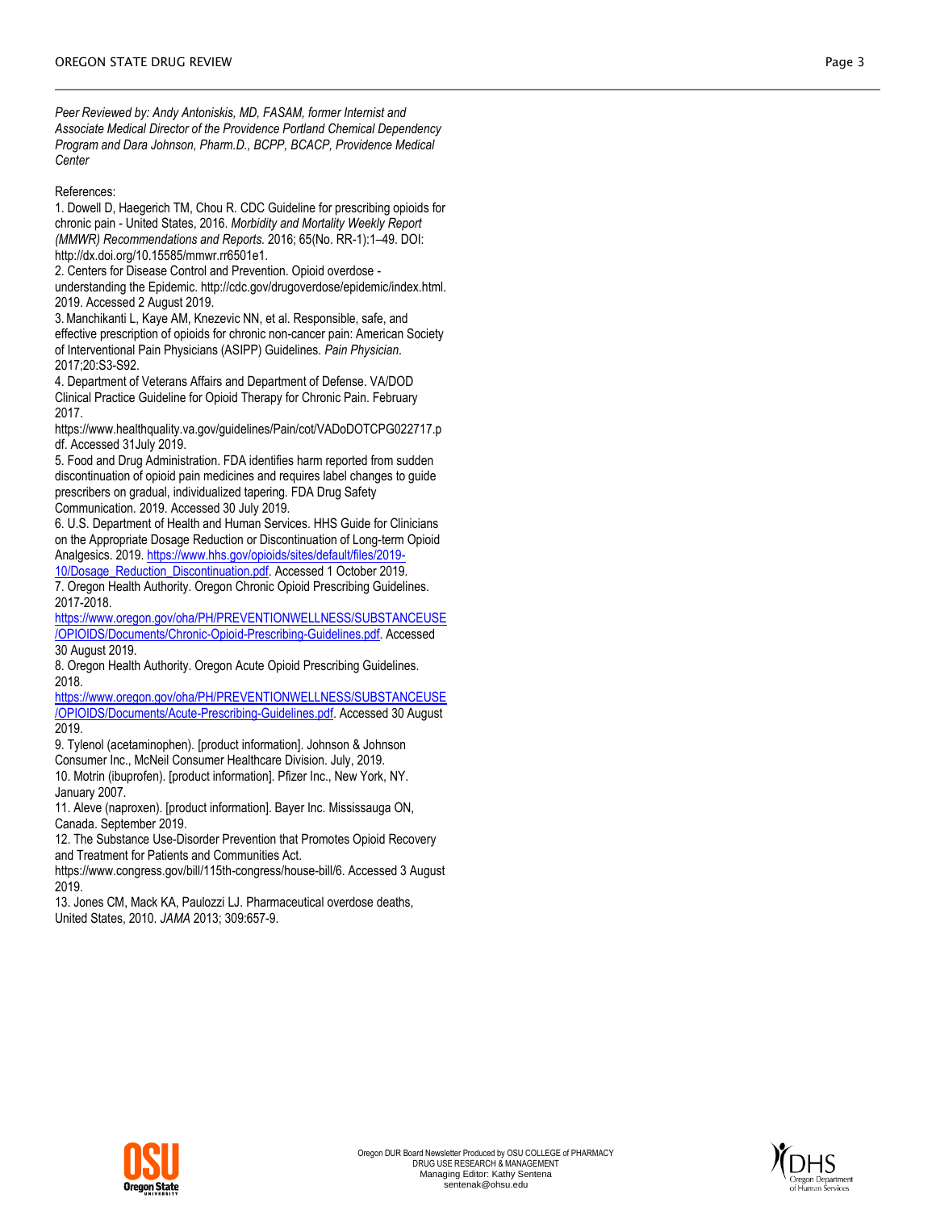*Peer Reviewed by: Andy Antoniskis, MD, FASAM, former Internist and Associate Medical Director of the Providence Portland Chemical Dependency Program and Dara Johnson, Pharm.D., BCPP, BCACP, Providence Medical Center*

References:

1. Dowell D, Haegerich TM, Chou R. CDC Guideline for prescribing opioids for chronic pain - United States, 2016. *Morbidity and Mortality Weekly Report (MMWR) Recommendations and Reports.* 2016; 65(No. RR-1):1–49. DOI: http://dx.doi.org/10.15585/mmwr.rr6501e1.
2. Centers for Disease Control and Prevention. Opioid overdose - understanding the Epidemic. http://cdc.gov/drugoverdose/epidemic/index.html. 2019. Accessed 2 August 2019.
3. Manchikanti L, Kaye AM, Knezevic NN, et al. Responsible, safe, and effective prescription of opioids for chronic non-cancer pain: American Society of Interventional Pain Physicians (ASIPP) Guidelines. *Pain Physician*. 2017;20:S3-S92.
4. Department of Veterans Affairs and Department of Defense. VA/DOD Clinical Practice Guideline for Opioid Therapy for Chronic Pain. February 2017. https://www.healthquality.va.gov/guidelines/Pain/cot/VADoDOTCPG022717.pdf. Accessed 31July 2019.
5. Food and Drug Administration. FDA identifies harm reported from sudden discontinuation of opioid pain medicines and requires label changes to guide prescribers on gradual, individualized tapering. FDA Drug Safety Communication. 2019. Accessed 30 July 2019.
6. U.S. Department of Health and Human Services. HHS Guide for Clinicians on the Appropriate Dosage Reduction or Discontinuation of Long-term Opioid Analgesics. 2019. https://www.hhs.gov/opioids/sites/default/files/2019-10/Dosage_Reduction_Discontinuation.pdf. Accessed 1 October 2019.
7. Oregon Health Authority. Oregon Chronic Opioid Prescribing Guidelines. 2017-2018. https://www.oregon.gov/oha/PH/PREVENTIONWELLNESS/SUBSTANCEUSE/OPIOIDS/Documents/Chronic-Opioid-Prescribing-Guidelines.pdf. Accessed 30 August 2019.
8. Oregon Health Authority. Oregon Acute Opioid Prescribing Guidelines. 2018. https://www.oregon.gov/oha/PH/PREVENTIONWELLNESS/SUBSTANCEUSE/OPIOIDS/Documents/Acute-Prescribing-Guidelines.pdf. Accessed 30 August 2019.
9. Tylenol (acetaminophen). [product information]. Johnson & Johnson Consumer Inc., McNeil Consumer Healthcare Division. July, 2019.
10. Motrin (ibuprofen). [product information]. Pfizer Inc., New York, NY. January 2007.
11. Aleve (naproxen). [product information]. Bayer Inc. Mississauga ON, Canada. September 2019.
12. The Substance Use-Disorder Prevention that Promotes Opioid Recovery and Treatment for Patients and Communities Act. https://www.congress.gov/bill/115th-congress/house-bill/6. Accessed 3 August 2019.
13. Jones CM, Mack KA, Paulozzi LJ. Pharmaceutical overdose deaths, United States, 2010. *JAMA* 2013; 309:657-9.

Oregon DUR Board Newsletter Produced by OSU COLLEGE of PHARMACY DRUG USE RESEARCH & MANAGEMENT
Managing Editor: Kathy Sentena
sentenak@ohsu.edu